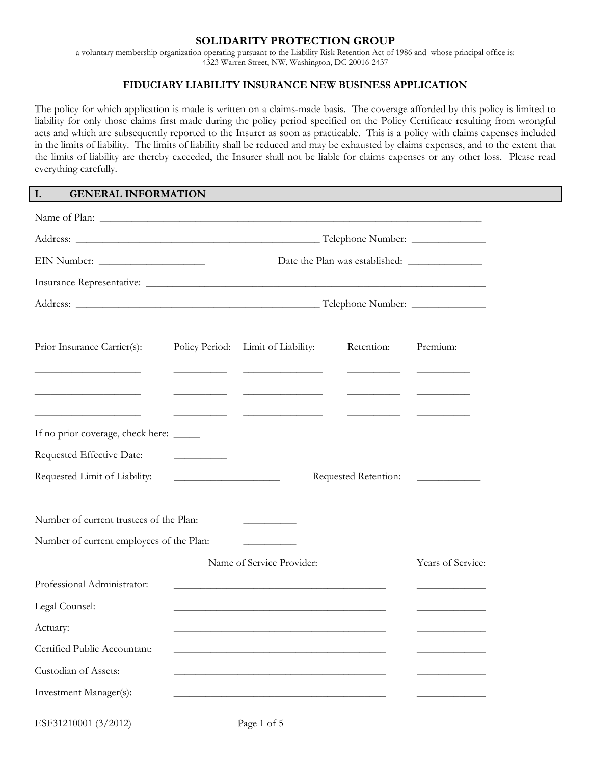# SOLIDARITY PROTECTION GROUP

a voluntary membership organization operating pursuant to the Liability Risk Retention Act of 1986 and whose principal office is:
4323 Warren Street, NW, Washington, DC 20016-2437

## FIDUCIARY LIABILITY INSURANCE NEW BUSINESS APPLICATION

The policy for which application is made is written on a claims-made basis. The coverage afforded by this policy is limited to liability for only those claims first made during the policy period specified on the Policy Certificate resulting from wrongful acts and which are subsequently reported to the Insurer as soon as practicable. This is a policy with claims expenses included in the limits of liability. The limits of liability shall be reduced and may be exhausted by claims expenses, and to the extent that the limits of liability are thereby exceeded, the Insurer shall not be liable for claims expenses or any other loss. Please read everything carefully.

## I. GENERAL INFORMATION

Name of Plan: ______________________________________________

Address: ______________________________ Telephone Number: ______________

EIN Number: ____________________ Date the Plan was established: ______________

Insurance Representative: ______________________________________________

Address: ______________________________ Telephone Number: ______________

| Prior Insurance Carrier(s): | Policy Period: | Limit of Liability: | Retention: | Premium: |
|---|---|---|---|---|
| ____________ | ________ | ____________ | ________ | ________ |
| ____________ | ________ | ____________ | ________ | ________ |
| ____________ | ________ | ____________ | ________ | ________ |

If no prior coverage, check here: _____

Requested Effective Date: __________

Requested Limit of Liability: ____________________ Requested Retention: ____________

Number of current trustees of the Plan: __________

Number of current employees of the Plan: __________

| | Name of Service Provider: | Years of Service: |
|---|---|---|
| Professional Administrator: | ______________________________ | ____________ |
| Legal Counsel: | ______________________________ | ____________ |
| Actuary: | ______________________________ | ____________ |
| Certified Public Accountant: | ______________________________ | ____________ |
| Custodian of Assets: | ______________________________ | ____________ |
| Investment Manager(s): | ______________________________ | ____________ |

ESF31210001 (3/2012)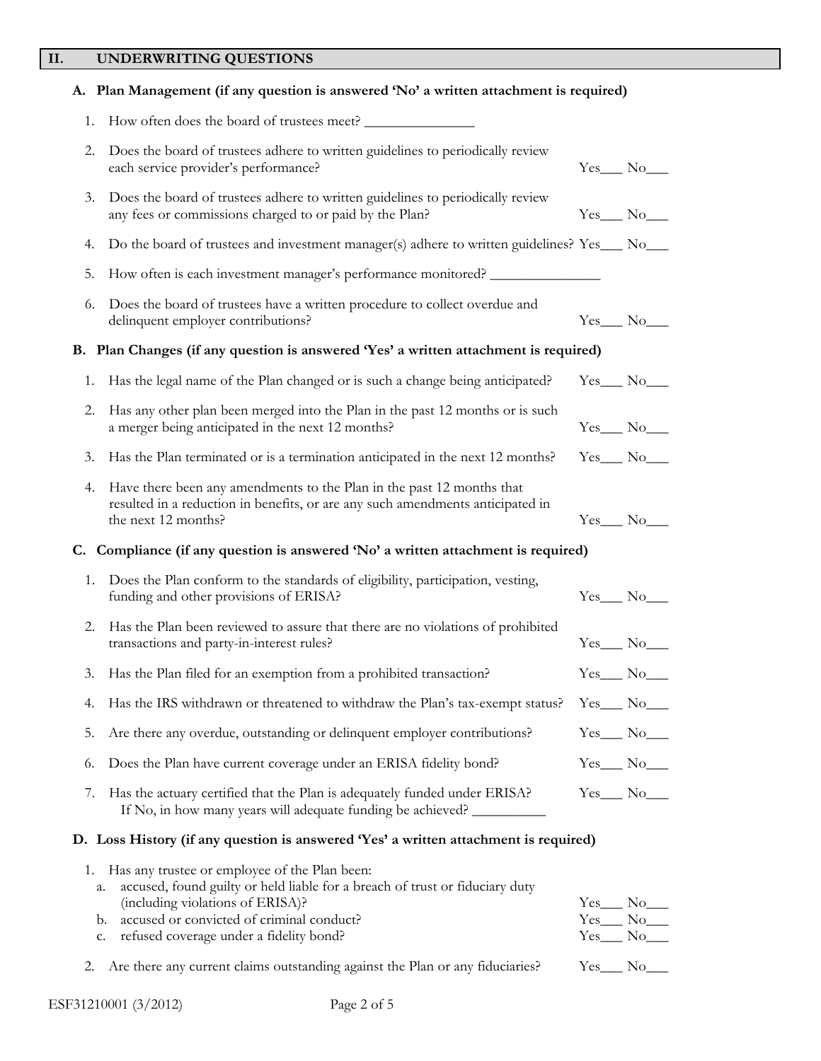## II. UNDERWRITING QUESTIONS

### A. Plan Management (if any question is answered 'No' a written attachment is required)

1. How often does the board of trustees meet? _______________

2. Does the board of trustees adhere to written guidelines to periodically review each service provider's performance? Yes___ No___

3. Does the board of trustees adhere to written guidelines to periodically review any fees or commissions charged to or paid by the Plan? Yes___ No___

4. Do the board of trustees and investment manager(s) adhere to written guidelines? Yes___ No___

5. How often is each investment manager's performance monitored? _______________

6. Does the board of trustees have a written procedure to collect overdue and delinquent employer contributions? Yes___ No___

### B. Plan Changes (if any question is answered 'Yes' a written attachment is required)

1. Has the legal name of the Plan changed or is such a change being anticipated? Yes___ No___

2. Has any other plan been merged into the Plan in the past 12 months or is such a merger being anticipated in the next 12 months? Yes___ No___

3. Has the Plan terminated or is a termination anticipated in the next 12 months? Yes___ No___

4. Have there been any amendments to the Plan in the past 12 months that resulted in a reduction in benefits, or are any such amendments anticipated in the next 12 months? Yes___ No___

### C. Compliance (if any question is answered 'No' a written attachment is required)

1. Does the Plan conform to the standards of eligibility, participation, vesting, funding and other provisions of ERISA? Yes___ No___

2. Has the Plan been reviewed to assure that there are no violations of prohibited transactions and party-in-interest rules? Yes___ No___

3. Has the Plan filed for an exemption from a prohibited transaction? Yes___ No___

4. Has the IRS withdrawn or threatened to withdraw the Plan's tax-exempt status? Yes___ No___

5. Are there any overdue, outstanding or delinquent employer contributions? Yes___ No___

6. Does the Plan have current coverage under an ERISA fidelity bond? Yes___ No___

7. Has the actuary certified that the Plan is adequately funded under ERISA? Yes___ No___
   If No, in how many years will adequate funding be achieved? __________

### D. Loss History (if any question is answered 'Yes' a written attachment is required)

1. Has any trustee or employee of the Plan been:
   a. accused, found guilty or held liable for a breach of trust or fiduciary duty (including violations of ERISA)? Yes___ No___
   b. accused or convicted of criminal conduct? Yes___ No___
   c. refused coverage under a fidelity bond? Yes___ No___

2. Are there any current claims outstanding against the Plan or any fiduciaries? Yes___ No___

ESF31210001 (3/2012)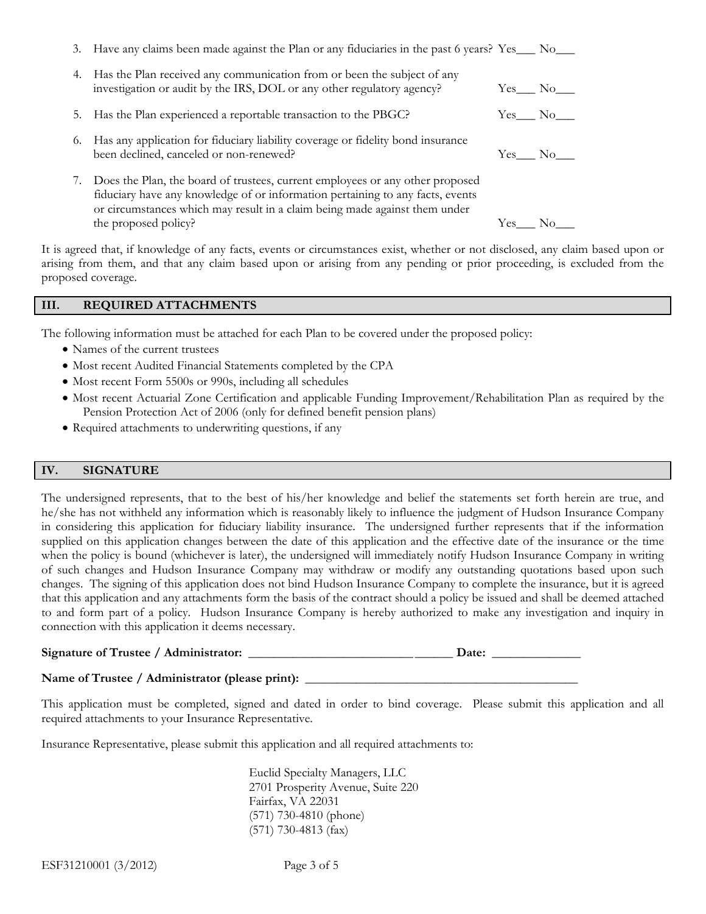3. Have any claims been made against the Plan or any fiduciaries in the past 6 years? Yes___ No___

4. Has the Plan received any communication from or been the subject of any investigation or audit by the IRS, DOL or any other regulatory agency? Yes___ No___

5. Has the Plan experienced a reportable transaction to the PBGC? Yes___ No___

6. Has any application for fiduciary liability coverage or fidelity bond insurance been declined, canceled or non-renewed? Yes___ No___

7. Does the Plan, the board of trustees, current employees or any other proposed fiduciary have any knowledge of or information pertaining to any facts, events or circumstances which may result in a claim being made against them under the proposed policy? Yes___ No___

It is agreed that, if knowledge of any facts, events or circumstances exist, whether or not disclosed, any claim based upon or arising from them, and that any claim based upon or arising from any pending or prior proceeding, is excluded from the proposed coverage.

## III. REQUIRED ATTACHMENTS

The following information must be attached for each Plan to be covered under the proposed policy:

- Names of the current trustees
- Most recent Audited Financial Statements completed by the CPA
- Most recent Form 5500s or 990s, including all schedules
- Most recent Actuarial Zone Certification and applicable Funding Improvement/Rehabilitation Plan as required by the Pension Protection Act of 2006 (only for defined benefit pension plans)
- Required attachments to underwriting questions, if any

## IV. SIGNATURE

The undersigned represents, that to the best of his/her knowledge and belief the statements set forth herein are true, and he/she has not withheld any information which is reasonably likely to influence the judgment of Hudson Insurance Company in considering this application for fiduciary liability insurance. The undersigned further represents that if the information supplied on this application changes between the date of this application and the effective date of the insurance or the time when the policy is bound (whichever is later), the undersigned will immediately notify Hudson Insurance Company in writing of such changes and Hudson Insurance Company may withdraw or modify any outstanding quotations based upon such changes. The signing of this application does not bind Hudson Insurance Company to complete the insurance, but it is agreed that this application and any attachments form the basis of the contract should a policy be issued and shall be deemed attached to and form part of a policy. Hudson Insurance Company is hereby authorized to make any investigation and inquiry in connection with this application it deems necessary.

**Signature of Trustee / Administrator:** ________________________________ **Date:** ______________

**Name of Trustee / Administrator (please print):** ____________________________________________

This application must be completed, signed and dated in order to bind coverage. Please submit this application and all required attachments to your Insurance Representative.

Insurance Representative, please submit this application and all required attachments to:

Euclid Specialty Managers, LLC
2701 Prosperity Avenue, Suite 220
Fairfax, VA 22031
(571) 730-4810 (phone)
(571) 730-4813 (fax)

ESF31210001 (3/2012)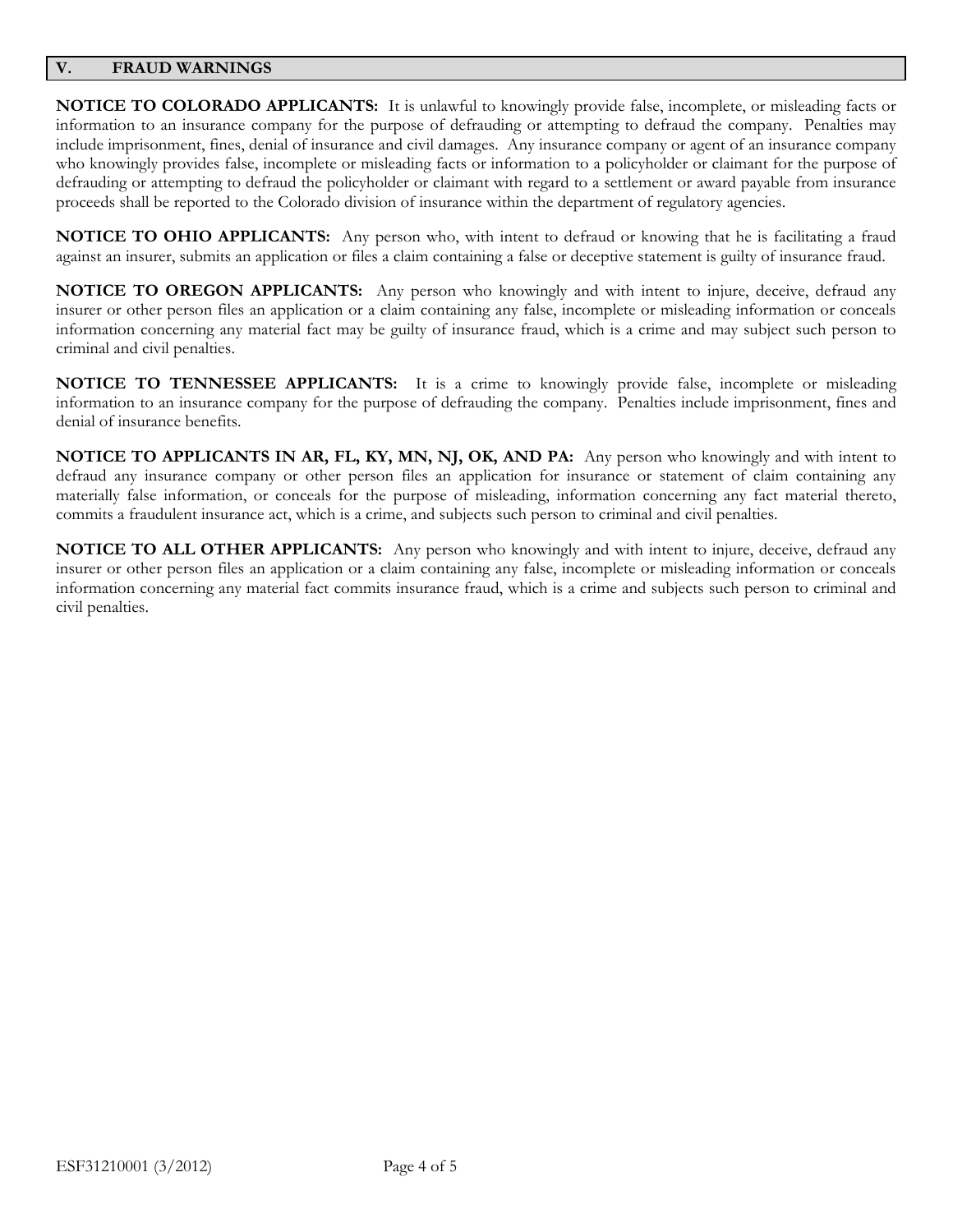## V. FRAUD WARNINGS

**NOTICE TO COLORADO APPLICANTS:** It is unlawful to knowingly provide false, incomplete, or misleading facts or information to an insurance company for the purpose of defrauding or attempting to defraud the company. Penalties may include imprisonment, fines, denial of insurance and civil damages. Any insurance company or agent of an insurance company who knowingly provides false, incomplete or misleading facts or information to a policyholder or claimant for the purpose of defrauding or attempting to defraud the policyholder or claimant with regard to a settlement or award payable from insurance proceeds shall be reported to the Colorado division of insurance within the department of regulatory agencies.

**NOTICE TO OHIO APPLICANTS:** Any person who, with intent to defraud or knowing that he is facilitating a fraud against an insurer, submits an application or files a claim containing a false or deceptive statement is guilty of insurance fraud.

**NOTICE TO OREGON APPLICANTS:** Any person who knowingly and with intent to injure, deceive, defraud any insurer or other person files an application or a claim containing any false, incomplete or misleading information or conceals information concerning any material fact may be guilty of insurance fraud, which is a crime and may subject such person to criminal and civil penalties.

**NOTICE TO TENNESSEE APPLICANTS:** It is a crime to knowingly provide false, incomplete or misleading information to an insurance company for the purpose of defrauding the company. Penalties include imprisonment, fines and denial of insurance benefits.

**NOTICE TO APPLICANTS IN AR, FL, KY, MN, NJ, OK, AND PA:** Any person who knowingly and with intent to defraud any insurance company or other person files an application for insurance or statement of claim containing any materially false information, or conceals for the purpose of misleading, information concerning any fact material thereto, commits a fraudulent insurance act, which is a crime, and subjects such person to criminal and civil penalties.

**NOTICE TO ALL OTHER APPLICANTS:** Any person who knowingly and with intent to injure, deceive, defraud any insurer or other person files an application or a claim containing any false, incomplete or misleading information or conceals information concerning any material fact commits insurance fraud, which is a crime and subjects such person to criminal and civil penalties.

ESF31210001 (3/2012)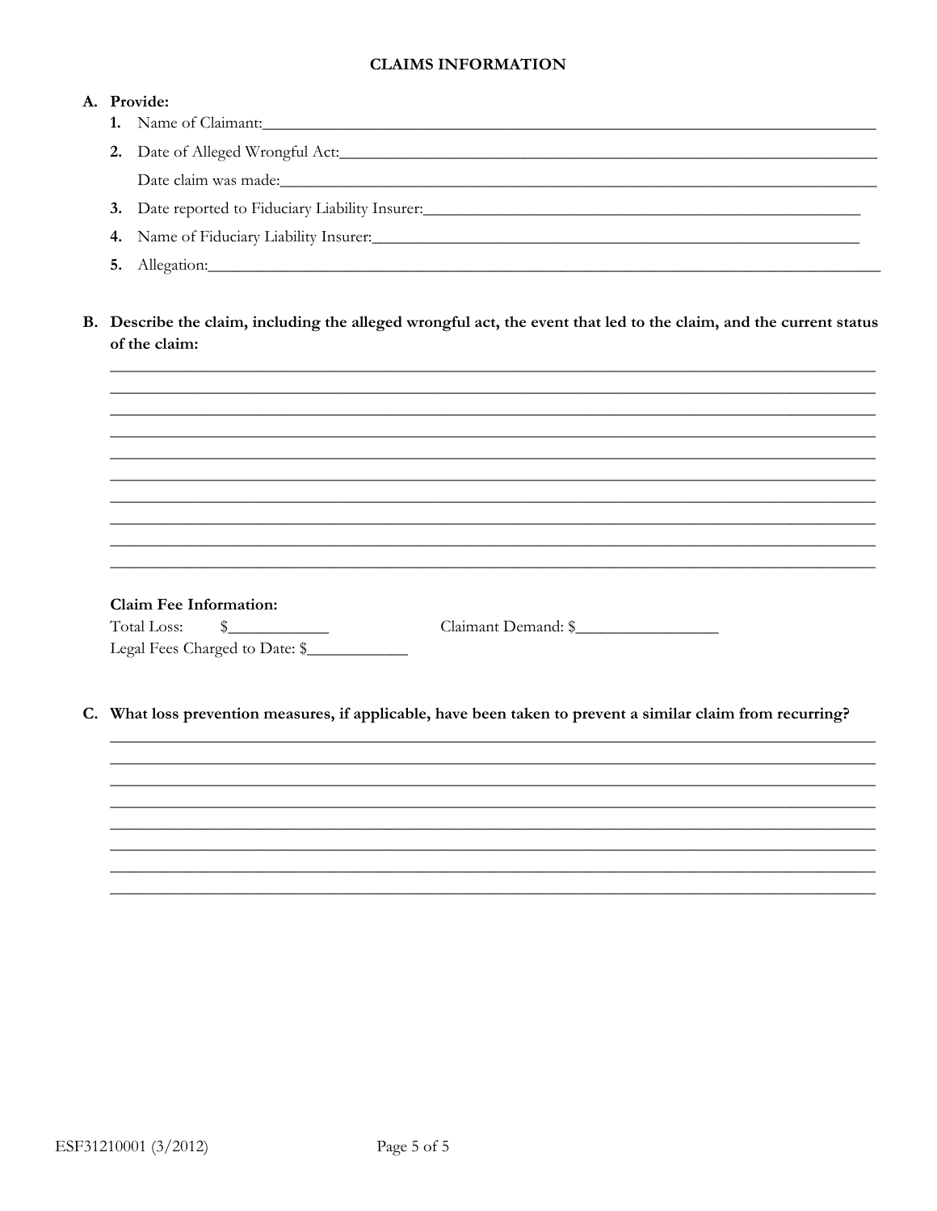## CLAIMS INFORMATION

**A. Provide:**

1. Name of Claimant:\_\_\_\_\_\_\_\_\_\_\_\_\_\_\_\_\_\_\_\_\_\_\_\_\_\_\_\_\_\_\_\_\_\_\_\_\_\_\_\_
2. Date of Alleged Wrongful Act:\_\_\_\_\_\_\_\_\_\_\_\_\_\_\_\_\_\_\_\_\_\_\_\_\_\_\_\_\_\_\_\_\_\_\_\_\_\_\_\_

   Date claim was made:\_\_\_\_\_\_\_\_\_\_\_\_\_\_\_\_\_\_\_\_\_\_\_\_\_\_\_\_\_\_\_\_\_\_\_\_\_\_\_\_
3. Date reported to Fiduciary Liability Insurer:\_\_\_\_\_\_\_\_\_\_\_\_\_\_\_\_\_\_\_\_\_\_\_\_\_\_\_\_\_\_\_\_
4. Name of Fiduciary Liability Insurer:\_\_\_\_\_\_\_\_\_\_\_\_\_\_\_\_\_\_\_\_\_\_\_\_\_\_\_\_\_\_\_\_\_\_\_\_
5. Allegation:\_\_\_\_\_\_\_\_\_\_\_\_\_\_\_\_\_\_\_\_\_\_\_\_\_\_\_\_\_\_\_\_\_\_\_\_\_\_\_\_\_\_\_\_\_\_\_\_

**B. Describe the claim, including the alleged wrongful act, the event that led to the claim, and the current status of the claim:**

\_\_\_\_\_\_\_\_\_\_\_\_\_\_\_\_\_\_\_\_\_\_\_\_\_\_\_\_\_\_\_\_\_\_\_\_\_\_\_\_\_\_\_\_\_\_\_\_\_\_\_\_\_\_\_\_\_\_\_\_

\_\_\_\_\_\_\_\_\_\_\_\_\_\_\_\_\_\_\_\_\_\_\_\_\_\_\_\_\_\_\_\_\_\_\_\_\_\_\_\_\_\_\_\_\_\_\_\_\_\_\_\_\_\_\_\_\_\_\_\_

\_\_\_\_\_\_\_\_\_\_\_\_\_\_\_\_\_\_\_\_\_\_\_\_\_\_\_\_\_\_\_\_\_\_\_\_\_\_\_\_\_\_\_\_\_\_\_\_\_\_\_\_\_\_\_\_\_\_\_\_

\_\_\_\_\_\_\_\_\_\_\_\_\_\_\_\_\_\_\_\_\_\_\_\_\_\_\_\_\_\_\_\_\_\_\_\_\_\_\_\_\_\_\_\_\_\_\_\_\_\_\_\_\_\_\_\_\_\_\_\_

\_\_\_\_\_\_\_\_\_\_\_\_\_\_\_\_\_\_\_\_\_\_\_\_\_\_\_\_\_\_\_\_\_\_\_\_\_\_\_\_\_\_\_\_\_\_\_\_\_\_\_\_\_\_\_\_\_\_\_\_

\_\_\_\_\_\_\_\_\_\_\_\_\_\_\_\_\_\_\_\_\_\_\_\_\_\_\_\_\_\_\_\_\_\_\_\_\_\_\_\_\_\_\_\_\_\_\_\_\_\_\_\_\_\_\_\_\_\_\_\_

\_\_\_\_\_\_\_\_\_\_\_\_\_\_\_\_\_\_\_\_\_\_\_\_\_\_\_\_\_\_\_\_\_\_\_\_\_\_\_\_\_\_\_\_\_\_\_\_\_\_\_\_\_\_\_\_\_\_\_\_

\_\_\_\_\_\_\_\_\_\_\_\_\_\_\_\_\_\_\_\_\_\_\_\_\_\_\_\_\_\_\_\_\_\_\_\_\_\_\_\_\_\_\_\_\_\_\_\_\_\_\_\_\_\_\_\_\_\_\_\_

\_\_\_\_\_\_\_\_\_\_\_\_\_\_\_\_\_\_\_\_\_\_\_\_\_\_\_\_\_\_\_\_\_\_\_\_\_\_\_\_\_\_\_\_\_\_\_\_\_\_\_\_\_\_\_\_\_\_\_\_

\_\_\_\_\_\_\_\_\_\_\_\_\_\_\_\_\_\_\_\_\_\_\_\_\_\_\_\_\_\_\_\_\_\_\_\_\_\_\_\_\_\_\_\_\_\_\_\_\_\_\_\_\_\_\_\_\_\_\_\_

**Claim Fee Information:**

Total Loss: $\_\_\_\_\_\_\_\_\_\_\_\_ Claimant Demand: $\_\_\_\_\_\_\_\_\_\_\_\_\_\_\_\_\_

Legal Fees Charged to Date: $\_\_\_\_\_\_\_\_\_\_\_\_

**C. What loss prevention measures, if applicable, have been taken to prevent a similar claim from recurring?**

\_\_\_\_\_\_\_\_\_\_\_\_\_\_\_\_\_\_\_\_\_\_\_\_\_\_\_\_\_\_\_\_\_\_\_\_\_\_\_\_\_\_\_\_\_\_\_\_\_\_\_\_\_\_\_\_\_\_\_\_

\_\_\_\_\_\_\_\_\_\_\_\_\_\_\_\_\_\_\_\_\_\_\_\_\_\_\_\_\_\_\_\_\_\_\_\_\_\_\_\_\_\_\_\_\_\_\_\_\_\_\_\_\_\_\_\_\_\_\_\_

\_\_\_\_\_\_\_\_\_\_\_\_\_\_\_\_\_\_\_\_\_\_\_\_\_\_\_\_\_\_\_\_\_\_\_\_\_\_\_\_\_\_\_\_\_\_\_\_\_\_\_\_\_\_\_\_\_\_\_\_

\_\_\_\_\_\_\_\_\_\_\_\_\_\_\_\_\_\_\_\_\_\_\_\_\_\_\_\_\_\_\_\_\_\_\_\_\_\_\_\_\_\_\_\_\_\_\_\_\_\_\_\_\_\_\_\_\_\_\_\_

\_\_\_\_\_\_\_\_\_\_\_\_\_\_\_\_\_\_\_\_\_\_\_\_\_\_\_\_\_\_\_\_\_\_\_\_\_\_\_\_\_\_\_\_\_\_\_\_\_\_\_\_\_\_\_\_\_\_\_\_

\_\_\_\_\_\_\_\_\_\_\_\_\_\_\_\_\_\_\_\_\_\_\_\_\_\_\_\_\_\_\_\_\_\_\_\_\_\_\_\_\_\_\_\_\_\_\_\_\_\_\_\_\_\_\_\_\_\_\_\_

\_\_\_\_\_\_\_\_\_\_\_\_\_\_\_\_\_\_\_\_\_\_\_\_\_\_\_\_\_\_\_\_\_\_\_\_\_\_\_\_\_\_\_\_\_\_\_\_\_\_\_\_\_\_\_\_\_\_\_\_

\_\_\_\_\_\_\_\_\_\_\_\_\_\_\_\_\_\_\_\_\_\_\_\_\_\_\_\_\_\_\_\_\_\_\_\_\_\_\_\_\_\_\_\_\_\_\_\_\_\_\_\_\_\_\_\_\_\_\_\_

ESF31210001 (3/2012)